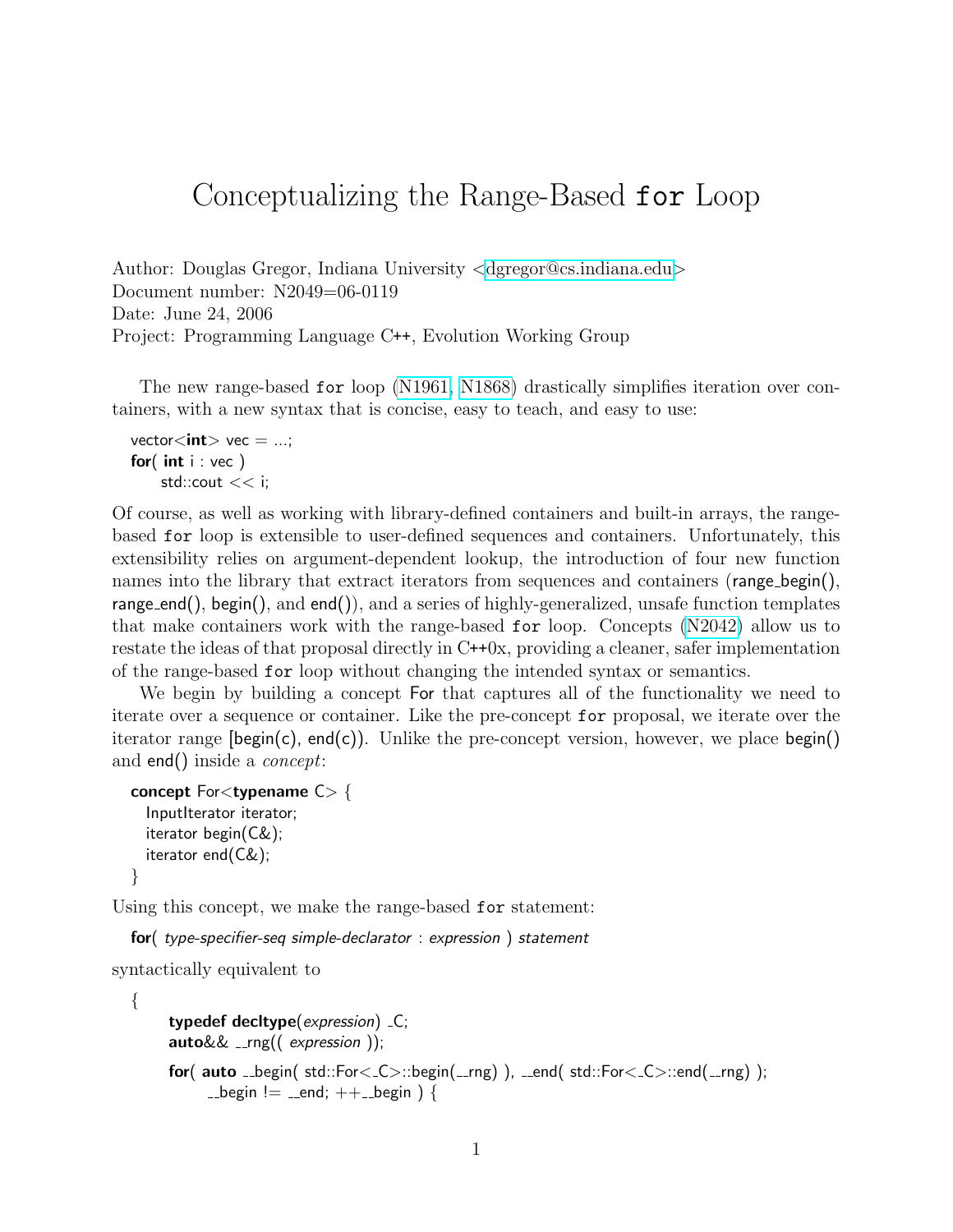# Conceptualizing the Range-Based `for` Loop

Author: Douglas Gregor, Indiana University <dgregor@cs.indiana.edu>
Document number: N2049=06-0119
Date: June 24, 2006
Project: Programming Language C++, Evolution Working Group

The new range-based `for` loop (N1961, N1868) drastically simplifies iteration over containers, with a new syntax that is concise, easy to teach, and easy to use:

```
vector<int> vec = ...;
for( int i : vec )
    std::cout << i;
```

Of course, as well as working with library-defined containers and built-in arrays, the range-based `for` loop is extensible to user-defined sequences and containers. Unfortunately, this extensibility relies on argument-dependent lookup, the introduction of four new function names into the library that extract iterators from sequences and containers (range_begin(), range_end(), begin(), and end()), and a series of highly-generalized, unsafe function templates that make containers work with the range-based `for` loop. Concepts (N2042) allow us to restate the ideas of that proposal directly in C++0x, providing a cleaner, safer implementation of the range-based `for` loop without changing the intended syntax or semantics.

We begin by building a concept For that captures all of the functionality we need to iterate over a sequence or container. Like the pre-concept `for` proposal, we iterate over the iterator range [begin(c), end(c)). Unlike the pre-concept version, however, we place begin() and end() inside a *concept*:

```
concept For<typename C> {
  InputIterator iterator;
  iterator begin(C&);
  iterator end(C&);
}
```

Using this concept, we make the range-based `for` statement:

```
for( type-specifier-seq simple-declarator : expression ) statement
```

syntactically equivalent to

```
{
    typedef decltype(expression) _C;
    auto&& __rng(( expression ));

    for( auto __begin( std::For<_C>::begin(__rng) ), __end( std::For<_C>::end(__rng) );
         __begin != __end; ++__begin ) {
```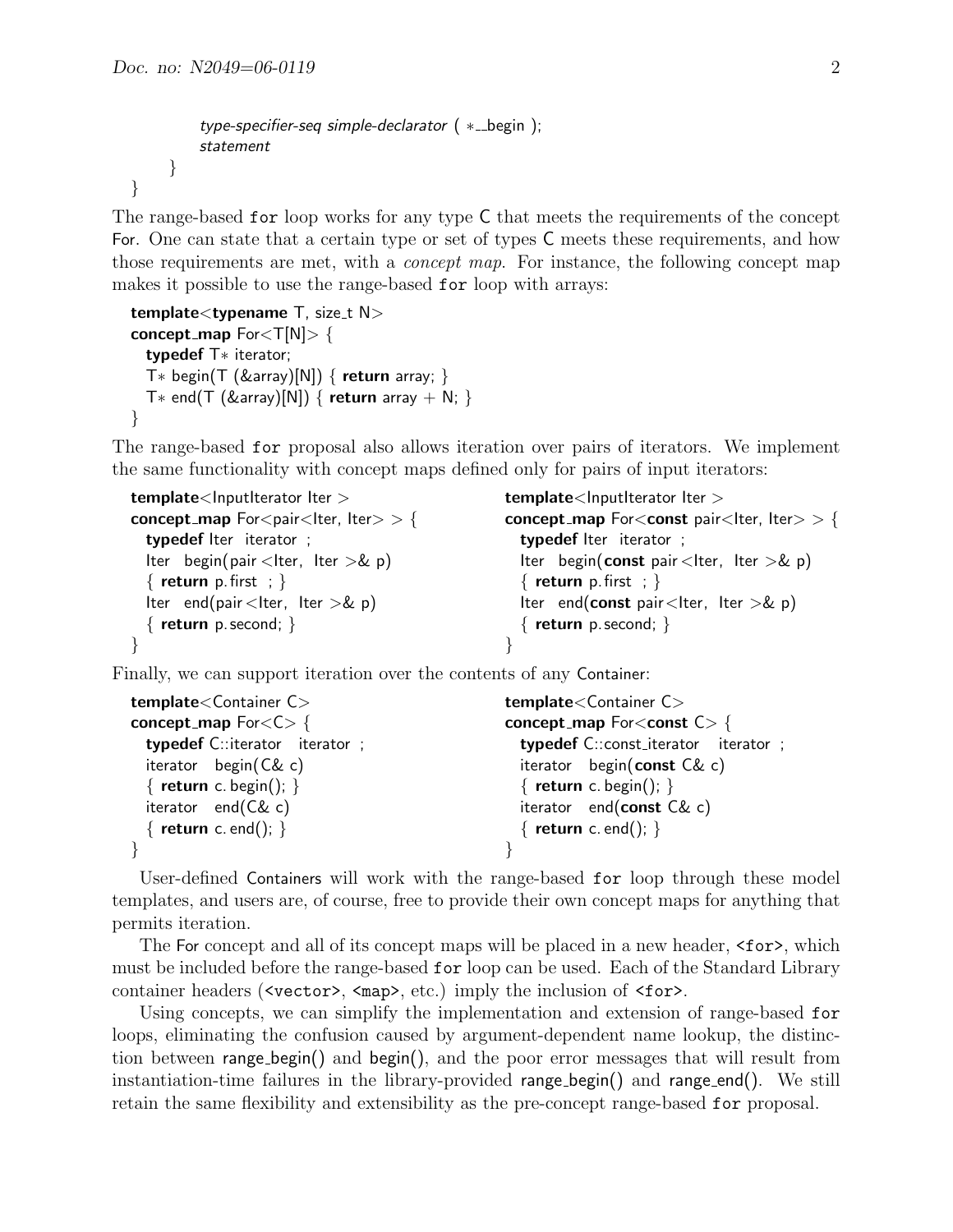```
      type-specifier-seq simple-declarator ( *__begin );
      statement
    }
}
```

The range-based `for` loop works for any type C that meets the requirements of the concept For. One can state that a certain type or set of types C meets these requirements, and how those requirements are met, with a *concept map*. For instance, the following concept map makes it possible to use the range-based `for` loop with arrays:

```
template<typename T, size_t N>
concept_map For<T[N]> {
  typedef T* iterator;
  T* begin(T (&array)[N]) { return array; }
  T* end(T (&array)[N]) { return array + N; }
}
```

The range-based `for` proposal also allows iteration over pairs of iterators. We implement the same functionality with concept maps defined only for pairs of input iterators:

```
template<InputIterator Iter >
concept_map For<pair<Iter, Iter> > {
  typedef Iter iterator ;
  Iter begin(pair <Iter, Iter >& p)
  { return p.first ; }
  Iter end(pair <Iter, Iter >& p)
  { return p.second; }
}
```

```
template<InputIterator Iter >
concept_map For<const pair<Iter, Iter> > {
  typedef Iter iterator ;
  Iter begin(const pair <Iter, Iter >& p)
  { return p.first ; }
  Iter end(const pair <Iter, Iter >& p)
  { return p.second; }
}
```

Finally, we can support iteration over the contents of any Container:

```
template<Container C>
concept_map For<C> {
  typedef C::iterator iterator ;
  iterator begin(C& c)
  { return c.begin(); }
  iterator end(C& c)
  { return c.end(); }
}
```

```
template<Container C>
concept_map For<const C> {
  typedef C::const_iterator iterator ;
  iterator begin(const C& c)
  { return c.begin(); }
  iterator end(const C& c)
  { return c.end(); }
}
```

User-defined Containers will work with the range-based `for` loop through these model templates, and users are, of course, free to provide their own concept maps for anything that permits iteration.

The For concept and all of its concept maps will be placed in a new header, `<for>`, which must be included before the range-based `for` loop can be used. Each of the Standard Library container headers (`<vector>`, `<map>`, etc.) imply the inclusion of `<for>`.

Using concepts, we can simplify the implementation and extension of range-based `for` loops, eliminating the confusion caused by argument-dependent name lookup, the distinction between range_begin() and begin(), and the poor error messages that will result from instantiation-time failures in the library-provided range_begin() and range_end(). We still retain the same flexibility and extensibility as the pre-concept range-based `for` proposal.